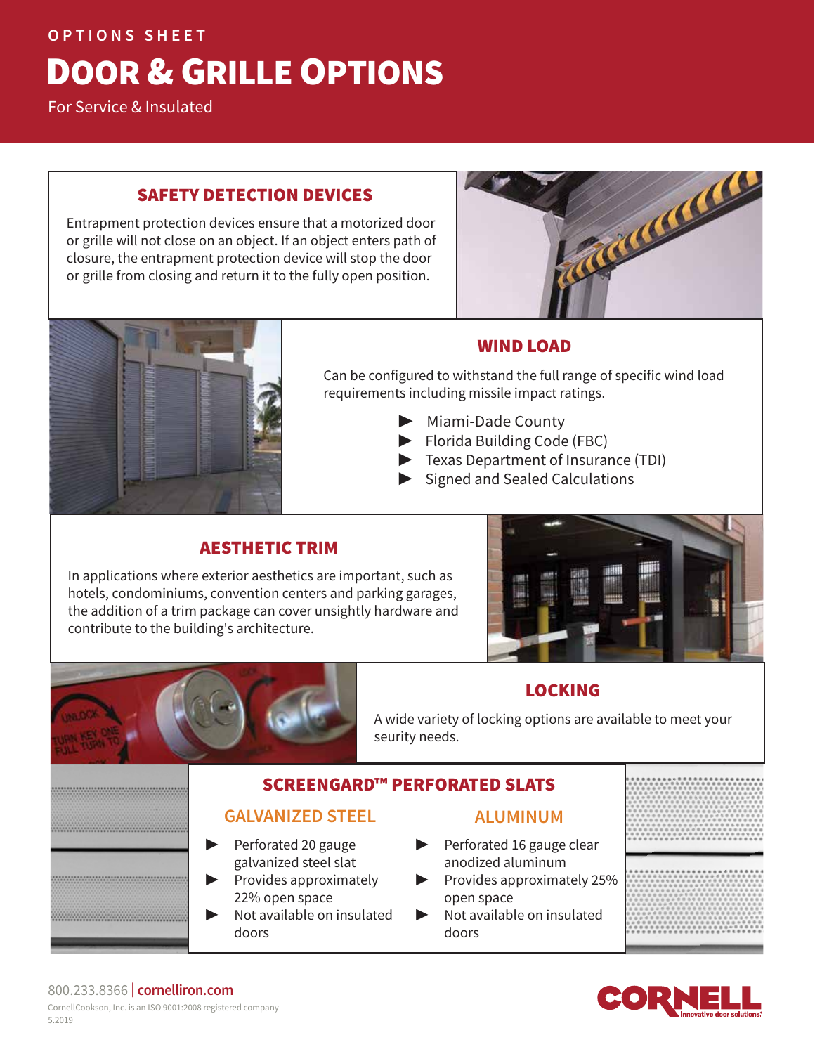OPTIONS SHEET

# DOOR & GRILLE OPTIONS

For Service & Insulated

## SAFETY DETECTION DEVICES

Entrapment protection devices ensure that a motorized door or grille will not close on an object. If an object enters path of closure, the entrapment protection device will stop the door or grille from closing and return it to the fully open position.

## WIND LOAD

Can be configured to withstand the full range of specific wind load requirements including missile impact ratings.

- Miami-Dade County
- Florida Building Code (FBC)
- Texas Department of Insurance (TDI)
- Signed and Sealed Calculations

## AESTHETIC TRIM

In applications where exterior aesthetics are important, such as hotels, condominiums, convention centers and parking garages, the addition of a trim package can cover unsightly hardware and contribute to the building's architecture.

## LOCKING

A wide variety of locking options are available to meet your seurity needs.

## SCREENGARD™ PERFORATED SLATS

### GALVANIZED STEEL

- Perforated 20 gauge galvanized steel slat
- Provides approximately 22% open space
- Not available on insulated doors

### ALUMINUM

- Perforated 16 gauge clear anodized aluminum
- Provides approximately 25% open space
- Not available on insulated doors

800.233.8366 | cornelliron.com

CornellCookson, Inc. is an ISO 9001:2008 registered company

5.2019

CORNELL Innovative door solutions.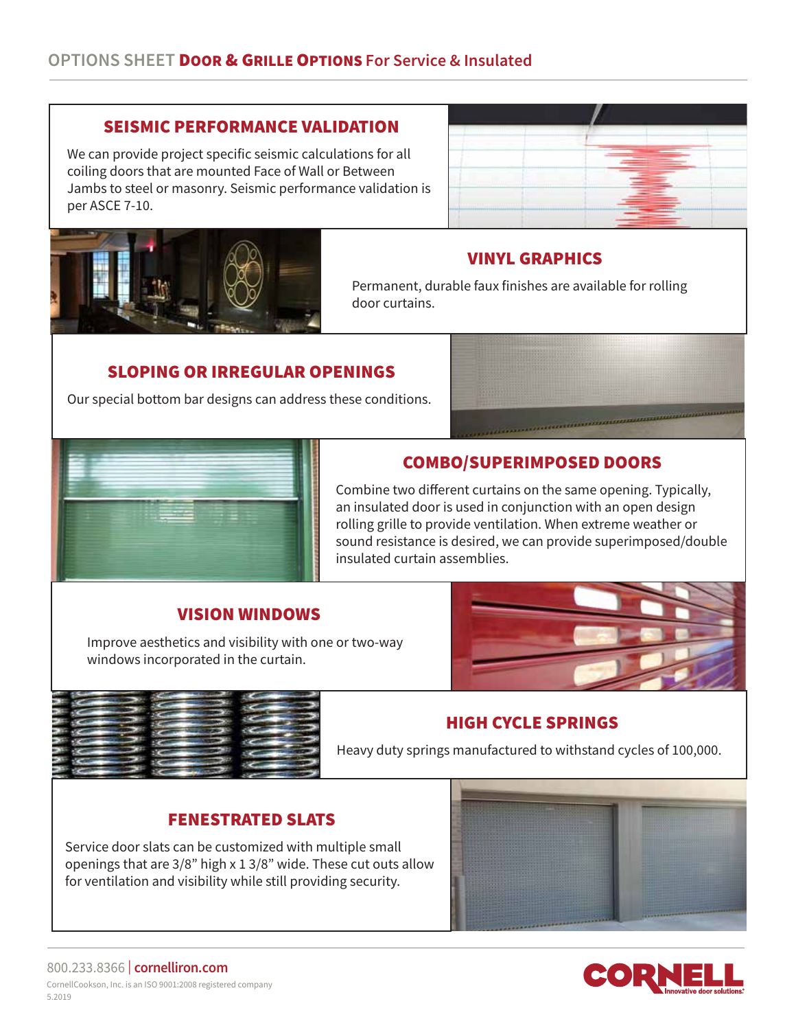OPTIONS SHEET **DOOR & GRILLE OPTIONS** For Service & Insulated

## SEISMIC PERFORMANCE VALIDATION

We can provide project specific seismic calculations for all coiling doors that are mounted Face of Wall or Between Jambs to steel or masonry. Seismic performance validation is per ASCE 7-10.

## VINYL GRAPHICS

Permanent, durable faux finishes are available for rolling door curtains.

## SLOPING OR IRREGULAR OPENINGS

Our special bottom bar designs can address these conditions.

## COMBO/SUPERIMPOSED DOORS

Combine two different curtains on the same opening. Typically, an insulated door is used in conjunction with an open design rolling grille to provide ventilation. When extreme weather or sound resistance is desired, we can provide superimposed/double insulated curtain assemblies.

## VISION WINDOWS

Improve aesthetics and visibility with one or two-way windows incorporated in the curtain.

## HIGH CYCLE SPRINGS

Heavy duty springs manufactured to withstand cycles of 100,000.

## FENESTRATED SLATS

Service door slats can be customized with multiple small openings that are 3/8" high x 1 3/8" wide. These cut outs allow for ventilation and visibility while still providing security.

800.233.8366 | **cornelliron.com**

CornellCookson, Inc. is an ISO 9001:2008 registered company

5.2019

CORNELL Innovative door solutions.